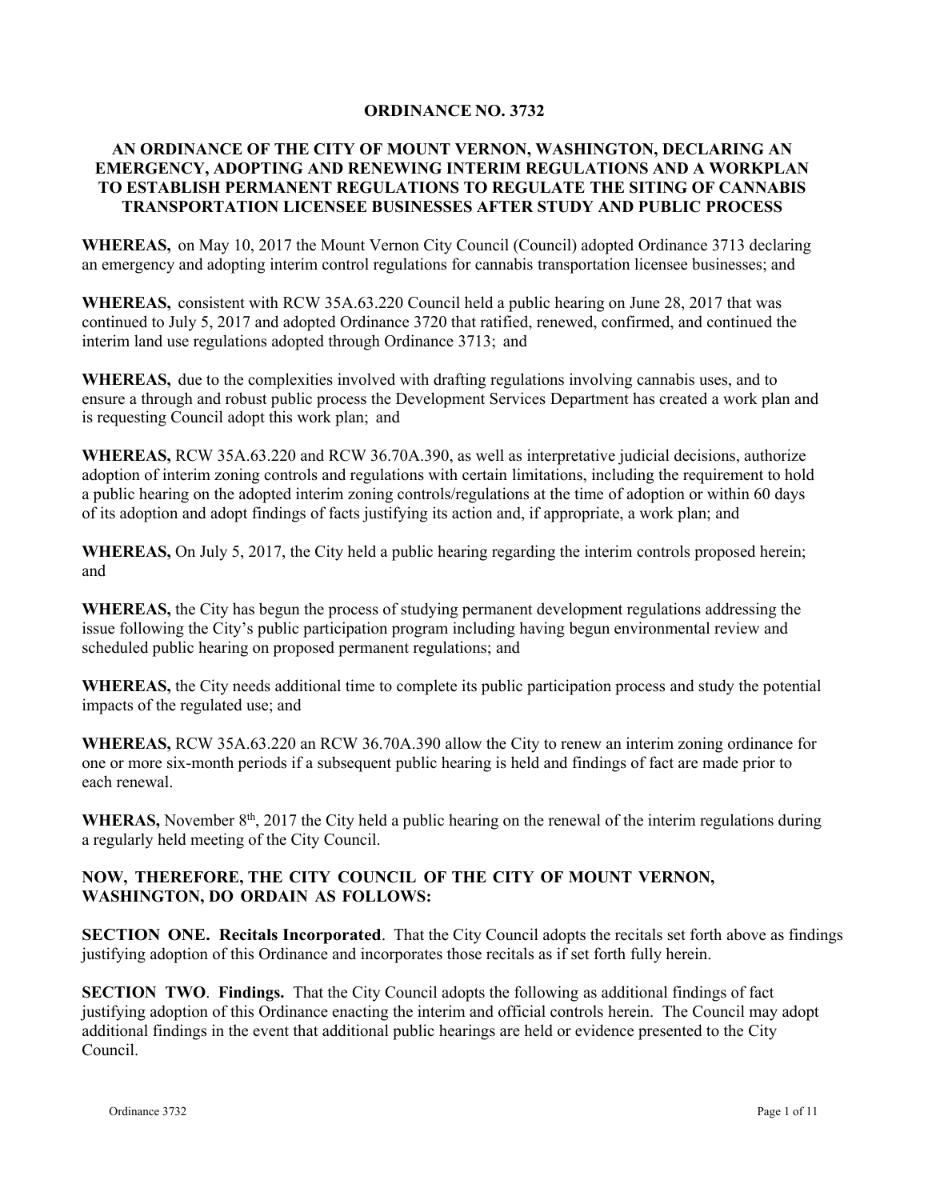# ORDINANCE NO. 3732

## AN ORDINANCE OF THE CITY OF MOUNT VERNON, WASHINGTON, DECLARING AN EMERGENCY, ADOPTING AND RENEWING INTERIM REGULATIONS AND A WORKPLAN TO ESTABLISH PERMANENT REGULATIONS TO REGULATE THE SITING OF CANNABIS TRANSPORTATION LICENSEE BUSINESSES AFTER STUDY AND PUBLIC PROCESS

**WHEREAS,** on May 10, 2017 the Mount Vernon City Council (Council) adopted Ordinance 3713 declaring an emergency and adopting interim control regulations for cannabis transportation licensee businesses; and

**WHEREAS,** consistent with RCW 35A.63.220 Council held a public hearing on June 28, 2017 that was continued to July 5, 2017 and adopted Ordinance 3720 that ratified, renewed, confirmed, and continued the interim land use regulations adopted through Ordinance 3713; and

**WHEREAS,** due to the complexities involved with drafting regulations involving cannabis uses, and to ensure a through and robust public process the Development Services Department has created a work plan and is requesting Council adopt this work plan; and

**WHEREAS,** RCW 35A.63.220 and RCW 36.70A.390, as well as interpretative judicial decisions, authorize adoption of interim zoning controls and regulations with certain limitations, including the requirement to hold a public hearing on the adopted interim zoning controls/regulations at the time of adoption or within 60 days of its adoption and adopt findings of facts justifying its action and, if appropriate, a work plan; and

**WHEREAS,** On July 5, 2017, the City held a public hearing regarding the interim controls proposed herein; and

**WHEREAS,** the City has begun the process of studying permanent development regulations addressing the issue following the City's public participation program including having begun environmental review and scheduled public hearing on proposed permanent regulations; and

**WHEREAS,** the City needs additional time to complete its public participation process and study the potential impacts of the regulated use; and

**WHEREAS,** RCW 35A.63.220 an RCW 36.70A.390 allow the City to renew an interim zoning ordinance for one or more six-month periods if a subsequent public hearing is held and findings of fact are made prior to each renewal.

**WHERAS,** November 8th, 2017 the City held a public hearing on the renewal of the interim regulations during a regularly held meeting of the City Council.

**NOW, THEREFORE, THE CITY COUNCIL OF THE CITY OF MOUNT VERNON, WASHINGTON, DO ORDAIN AS FOLLOWS:**

**SECTION ONE. Recitals Incorporated**. That the City Council adopts the recitals set forth above as findings justifying adoption of this Ordinance and incorporates those recitals as if set forth fully herein.

**SECTION TWO**. **Findings.** That the City Council adopts the following as additional findings of fact justifying adoption of this Ordinance enacting the interim and official controls herein. The Council may adopt additional findings in the event that additional public hearings are held or evidence presented to the City Council.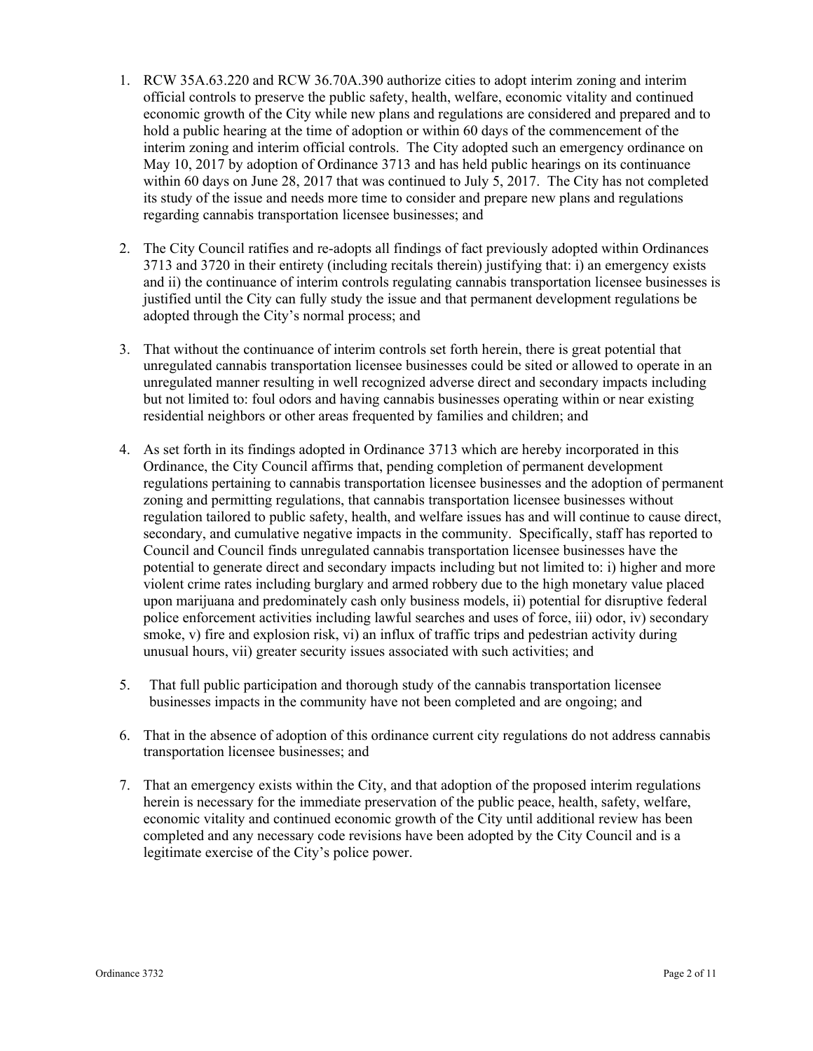1. RCW 35A.63.220 and RCW 36.70A.390 authorize cities to adopt interim zoning and interim official controls to preserve the public safety, health, welfare, economic vitality and continued economic growth of the City while new plans and regulations are considered and prepared and to hold a public hearing at the time of adoption or within 60 days of the commencement of the interim zoning and interim official controls. The City adopted such an emergency ordinance on May 10, 2017 by adoption of Ordinance 3713 and has held public hearings on its continuance within 60 days on June 28, 2017 that was continued to July 5, 2017. The City has not completed its study of the issue and needs more time to consider and prepare new plans and regulations regarding cannabis transportation licensee businesses; and

2. The City Council ratifies and re-adopts all findings of fact previously adopted within Ordinances 3713 and 3720 in their entirety (including recitals therein) justifying that: i) an emergency exists and ii) the continuance of interim controls regulating cannabis transportation licensee businesses is justified until the City can fully study the issue and that permanent development regulations be adopted through the City's normal process; and

3. That without the continuance of interim controls set forth herein, there is great potential that unregulated cannabis transportation licensee businesses could be sited or allowed to operate in an unregulated manner resulting in well recognized adverse direct and secondary impacts including but not limited to: foul odors and having cannabis businesses operating within or near existing residential neighbors or other areas frequented by families and children; and

4. As set forth in its findings adopted in Ordinance 3713 which are hereby incorporated in this Ordinance, the City Council affirms that, pending completion of permanent development regulations pertaining to cannabis transportation licensee businesses and the adoption of permanent zoning and permitting regulations, that cannabis transportation licensee businesses without regulation tailored to public safety, health, and welfare issues has and will continue to cause direct, secondary, and cumulative negative impacts in the community. Specifically, staff has reported to Council and Council finds unregulated cannabis transportation licensee businesses have the potential to generate direct and secondary impacts including but not limited to: i) higher and more violent crime rates including burglary and armed robbery due to the high monetary value placed upon marijuana and predominately cash only business models, ii) potential for disruptive federal police enforcement activities including lawful searches and uses of force, iii) odor, iv) secondary smoke, v) fire and explosion risk, vi) an influx of traffic trips and pedestrian activity during unusual hours, vii) greater security issues associated with such activities; and

5. That full public participation and thorough study of the cannabis transportation licensee businesses impacts in the community have not been completed and are ongoing; and

6. That in the absence of adoption of this ordinance current city regulations do not address cannabis transportation licensee businesses; and

7. That an emergency exists within the City, and that adoption of the proposed interim regulations herein is necessary for the immediate preservation of the public peace, health, safety, welfare, economic vitality and continued economic growth of the City until additional review has been completed and any necessary code revisions have been adopted by the City Council and is a legitimate exercise of the City's police power.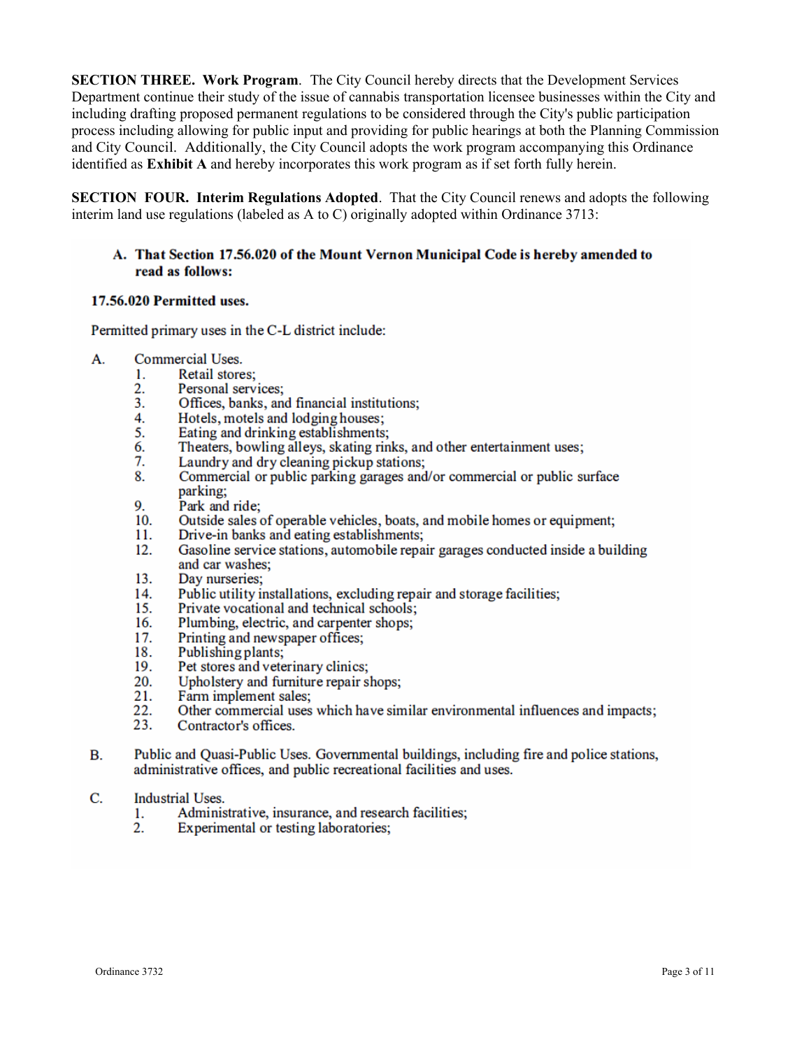**SECTION THREE. Work Program**. The City Council hereby directs that the Development Services Department continue their study of the issue of cannabis transportation licensee businesses within the City and including drafting proposed permanent regulations to be considered through the City's public participation process including allowing for public input and providing for public hearings at both the Planning Commission and City Council. Additionally, the City Council adopts the work program accompanying this Ordinance identified as **Exhibit A** and hereby incorporates this work program as if set forth fully herein.

**SECTION FOUR. Interim Regulations Adopted**. That the City Council renews and adopts the following interim land use regulations (labeled as A to C) originally adopted within Ordinance 3713:

**A. That Section 17.56.020 of the Mount Vernon Municipal Code is hereby amended to read as follows:**

**17.56.020 Permitted uses.**

Permitted primary uses in the C-L district include:

A. Commercial Uses.
  1. Retail stores;
  2. Personal services;
  3. Offices, banks, and financial institutions;
  4. Hotels, motels and lodging houses;
  5. Eating and drinking establishments;
  6. Theaters, bowling alleys, skating rinks, and other entertainment uses;
  7. Laundry and dry cleaning pickup stations;
  8. Commercial or public parking garages and/or commercial or public surface parking;
  9. Park and ride;
  10. Outside sales of operable vehicles, boats, and mobile homes or equipment;
  11. Drive-in banks and eating establishments;
  12. Gasoline service stations, automobile repair garages conducted inside a building and car washes;
  13. Day nurseries;
  14. Public utility installations, excluding repair and storage facilities;
  15. Private vocational and technical schools;
  16. Plumbing, electric, and carpenter shops;
  17. Printing and newspaper offices;
  18. Publishing plants;
  19. Pet stores and veterinary clinics;
  20. Upholstery and furniture repair shops;
  21. Farm implement sales;
  22. Other commercial uses which have similar environmental influences and impacts;
  23. Contractor's offices.

B. Public and Quasi-Public Uses. Governmental buildings, including fire and police stations, administrative offices, and public recreational facilities and uses.

C. Industrial Uses.
  1. Administrative, insurance, and research facilities;
  2. Experimental or testing laboratories;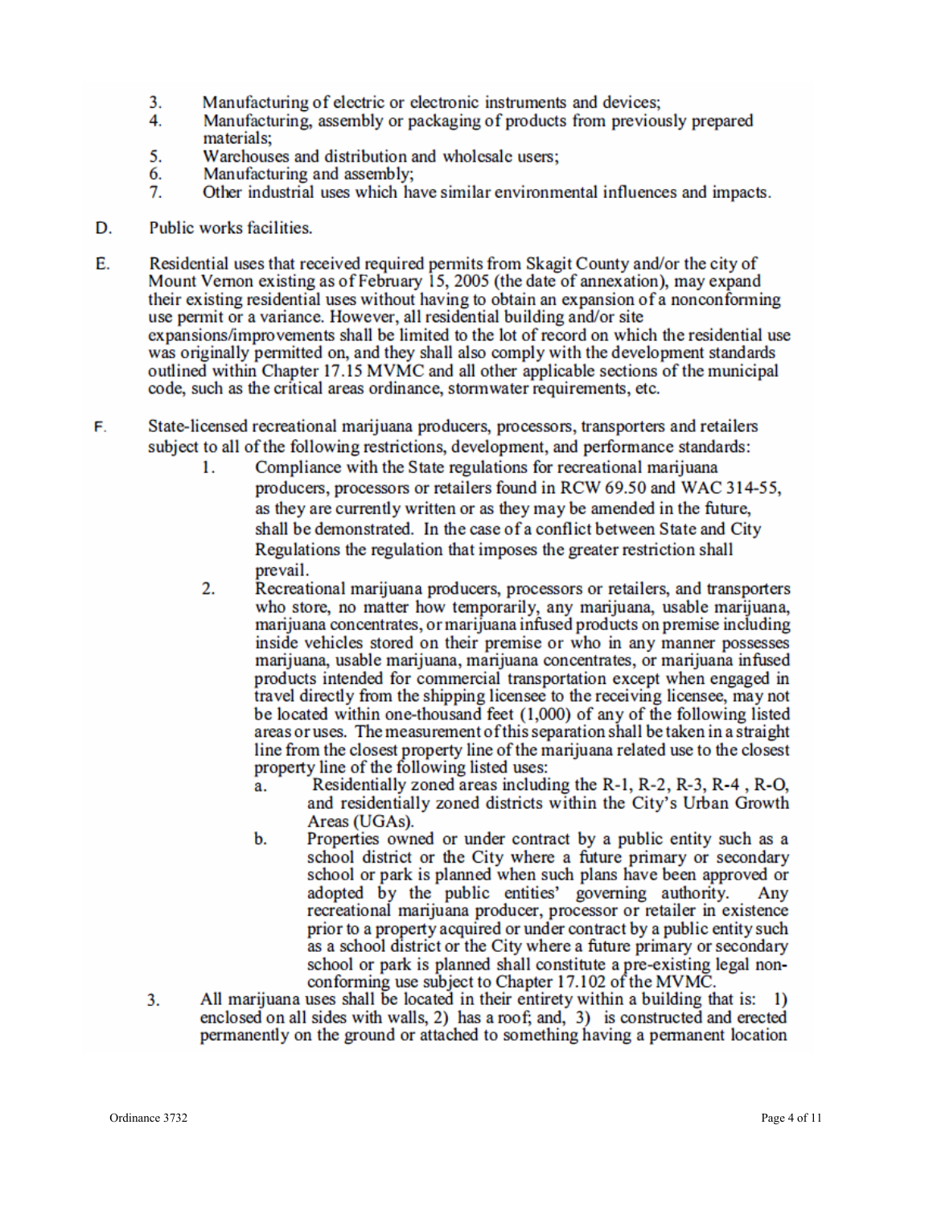3. Manufacturing of electric or electronic instruments and devices;
4. Manufacturing, assembly or packaging of products from previously prepared materials;
5. Warehouses and distribution and wholesale users;
6. Manufacturing and assembly;
7. Other industrial uses which have similar environmental influences and impacts.

D. Public works facilities.

E. Residential uses that received required permits from Skagit County and/or the city of Mount Vernon existing as of February 15, 2005 (the date of annexation), may expand their existing residential uses without having to obtain an expansion of a nonconforming use permit or a variance. However, all residential building and/or site expansions/improvements shall be limited to the lot of record on which the residential use was originally permitted on, and they shall also comply with the development standards outlined within Chapter 17.15 MVMC and all other applicable sections of the municipal code, such as the critical areas ordinance, stormwater requirements, etc.

F. State-licensed recreational marijuana producers, processors, transporters and retailers subject to all of the following restrictions, development, and performance standards:

1. Compliance with the State regulations for recreational marijuana producers, processors or retailers found in RCW 69.50 and WAC 314-55, as they are currently written or as they may be amended in the future, shall be demonstrated. In the case of a conflict between State and City Regulations the regulation that imposes the greater restriction shall prevail.
2. Recreational marijuana producers, processors or retailers, and transporters who store, no matter how temporarily, any marijuana, usable marijuana, marijuana concentrates, or marijuana infused products on premise including inside vehicles stored on their premise or who in any manner possesses marijuana, usable marijuana, marijuana concentrates, or marijuana infused products intended for commercial transportation except when engaged in travel directly from the shipping licensee to the receiving licensee, may not be located within one-thousand feet (1,000) of any of the following listed areas or uses. The measurement of this separation shall be taken in a straight line from the closest property line of the marijuana related use to the closest property line of the following listed uses:
   a. Residentially zoned areas including the R-1, R-2, R-3, R-4 , R-O, and residentially zoned districts within the City's Urban Growth Areas (UGAs).
   b. Properties owned or under contract by a public entity such as a school district or the City where a future primary or secondary school or park is planned when such plans have been approved or adopted by the public entities' governing authority. Any recreational marijuana producer, processor or retailer in existence prior to a property acquired or under contract by a public entity such as a school district or the City where a future primary or secondary school or park is planned shall constitute a pre-existing legal non-conforming use subject to Chapter 17.102 of the MVMC.
3. All marijuana uses shall be located in their entirety within a building that is: 1) enclosed on all sides with walls, 2) has a roof; and, 3) is constructed and erected permanently on the ground or attached to something having a permanent location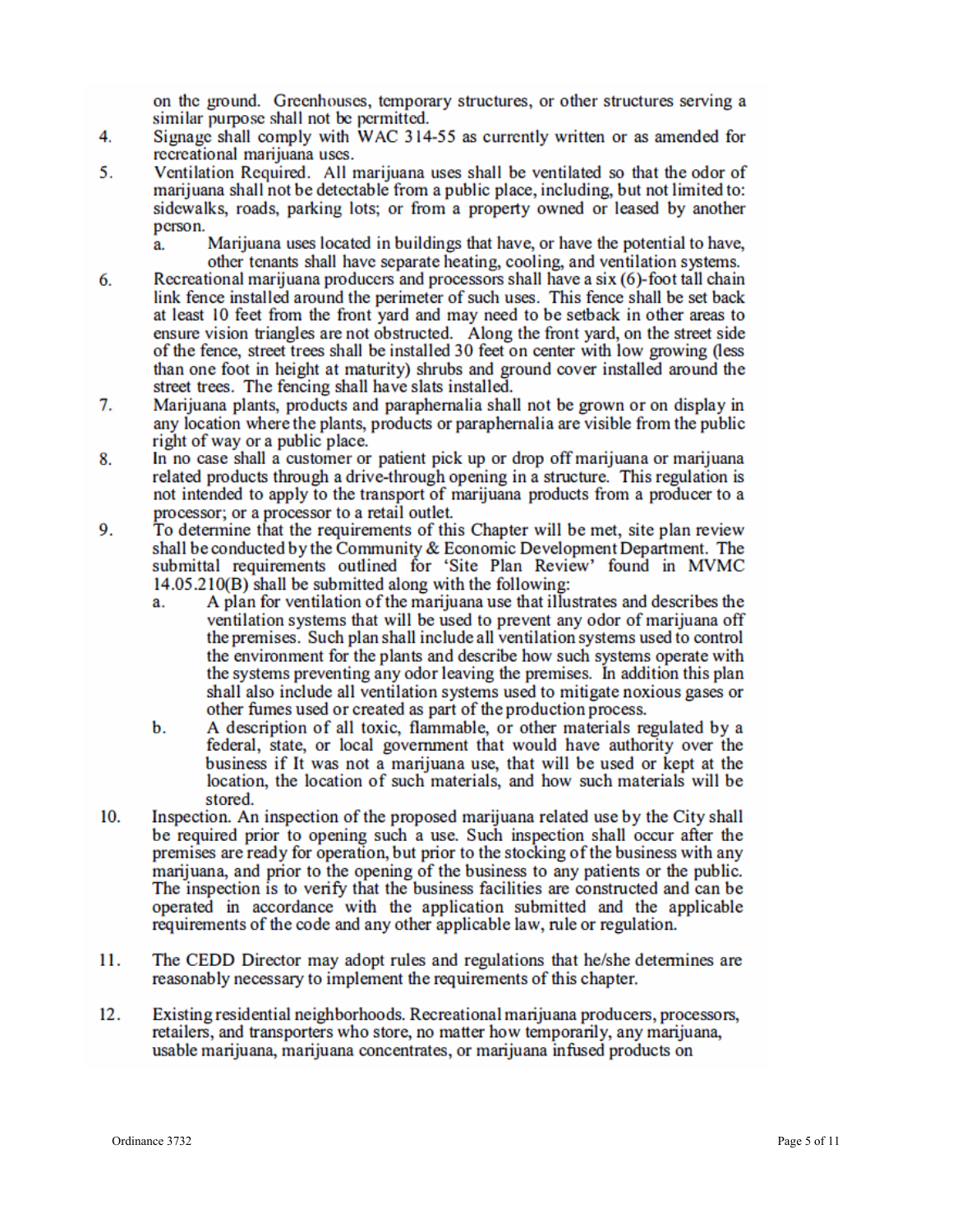on the ground. Greenhouses, temporary structures, or other structures serving a similar purpose shall not be permitted.

4. Signage shall comply with WAC 314-55 as currently written or as amended for recreational marijuana uses.
5. Ventilation Required. All marijuana uses shall be ventilated so that the odor of marijuana shall not be detectable from a public place, including, but not limited to: sidewalks, roads, parking lots; or from a property owned or leased by another person.
   a. Marijuana uses located in buildings that have, or have the potential to have, other tenants shall have separate heating, cooling, and ventilation systems.
6. Recreational marijuana producers and processors shall have a six (6)-foot tall chain link fence installed around the perimeter of such uses. This fence shall be set back at least 10 feet from the front yard and may need to be setback in other areas to ensure vision triangles are not obstructed. Along the front yard, on the street side of the fence, street trees shall be installed 30 feet on center with low growing (less than one foot in height at maturity) shrubs and ground cover installed around the street trees. The fencing shall have slats installed.
7. Marijuana plants, products and paraphernalia shall not be grown or on display in any location where the plants, products or paraphernalia are visible from the public right of way or a public place.
8. In no case shall a customer or patient pick up or drop off marijuana or marijuana related products through a drive-through opening in a structure. This regulation is not intended to apply to the transport of marijuana products from a producer to a processor; or a processor to a retail outlet.
9. To determine that the requirements of this Chapter will be met, site plan review shall be conducted by the Community & Economic Development Department. The submittal requirements outlined for 'Site Plan Review' found in MVMC 14.05.210(B) shall be submitted along with the following:
   a. A plan for ventilation of the marijuana use that illustrates and describes the ventilation systems that will be used to prevent any odor of marijuana off the premises. Such plan shall include all ventilation systems used to control the environment for the plants and describe how such systems operate with the systems preventing any odor leaving the premises. In addition this plan shall also include all ventilation systems used to mitigate noxious gases or other fumes used or created as part of the production process.
   b. A description of all toxic, flammable, or other materials regulated by a federal, state, or local government that would have authority over the business if It was not a marijuana use, that will be used or kept at the location, the location of such materials, and how such materials will be stored.
10. Inspection. An inspection of the proposed marijuana related use by the City shall be required prior to opening such a use. Such inspection shall occur after the premises are ready for operation, but prior to the stocking of the business with any marijuana, and prior to the opening of the business to any patients or the public. The inspection is to verify that the business facilities are constructed and can be operated in accordance with the application submitted and the applicable requirements of the code and any other applicable law, rule or regulation.
11. The CEDD Director may adopt rules and regulations that he/she determines are reasonably necessary to implement the requirements of this chapter.
12. Existing residential neighborhoods. Recreational marijuana producers, processors, retailers, and transporters who store, no matter how temporarily, any marijuana, usable marijuana, marijuana concentrates, or marijuana infused products on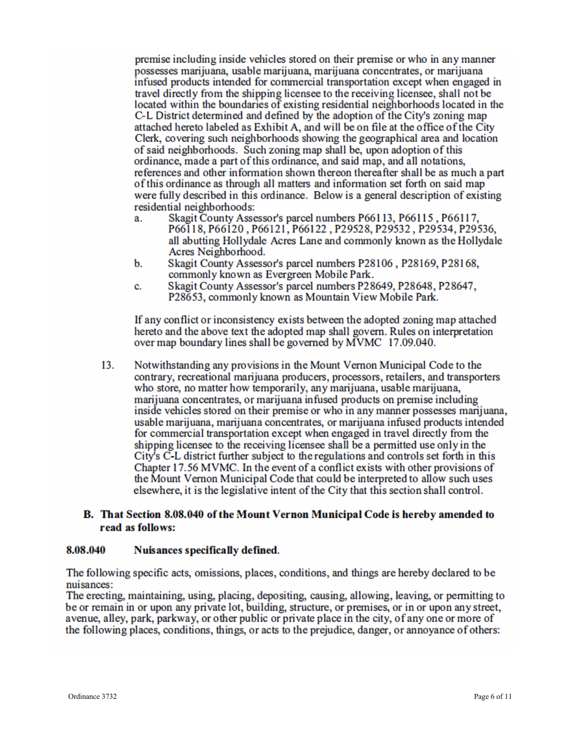premise including inside vehicles stored on their premise or who in any manner possesses marijuana, usable marijuana, marijuana concentrates, or marijuana infused products intended for commercial transportation except when engaged in travel directly from the shipping licensee to the receiving licensee, shall not be located within the boundaries of existing residential neighborhoods located in the C-L District determined and defined by the adoption of the City's zoning map attached hereto labeled as Exhibit A, and will be on file at the office of the City Clerk, covering such neighborhoods showing the geographical area and location of said neighborhoods. Such zoning map shall be, upon adoption of this ordinance, made a part of this ordinance, and said map, and all notations, references and other information shown thereon thereafter shall be as much a part of this ordinance as through all matters and information set forth on said map were fully described in this ordinance. Below is a general description of existing residential neighborhoods:

a. Skagit County Assessor's parcel numbers P66113, P66115 , P66117, P66118, P66120 , P66121, P66122 , P29528, P29532 , P29534, P29536, all abutting Hollydale Acres Lane and commonly known as the Hollydale Acres Neighborhood.

b. Skagit County Assessor's parcel numbers P28106 , P28169, P28168, commonly known as Evergreen Mobile Park.

c. Skagit County Assessor's parcel numbers P28649, P28648, P28647, P28653, commonly known as Mountain View Mobile Park.

If any conflict or inconsistency exists between the adopted zoning map attached hereto and the above text the adopted map shall govern. Rules on interpretation over map boundary lines shall be governed by MVMC 17.09.040.

13. Notwithstanding any provisions in the Mount Vernon Municipal Code to the contrary, recreational marijuana producers, processors, retailers, and transporters who store, no matter how temporarily, any marijuana, usable marijuana, marijuana concentrates, or marijuana infused products on premise including inside vehicles stored on their premise or who in any manner possesses marijuana, usable marijuana, marijuana concentrates, or marijuana infused products intended for commercial transportation except when engaged in travel directly from the shipping licensee to the receiving licensee shall be a permitted use only in the City's C-L district further subject to the regulations and controls set forth in this Chapter 17.56 MVMC. In the event of a conflict exists with other provisions of the Mount Vernon Municipal Code that could be interpreted to allow such uses elsewhere, it is the legislative intent of the City that this section shall control.

**B. That Section 8.08.040 of the Mount Vernon Municipal Code is hereby amended to read as follows:**

**8.08.040 Nuisances specifically defined.**

The following specific acts, omissions, places, conditions, and things are hereby declared to be nuisances:

The erecting, maintaining, using, placing, depositing, causing, allowing, leaving, or permitting to be or remain in or upon any private lot, building, structure, or premises, or in or upon any street, avenue, alley, park, parkway, or other public or private place in the city, of any one or more of the following places, conditions, things, or acts to the prejudice, danger, or annoyance of others: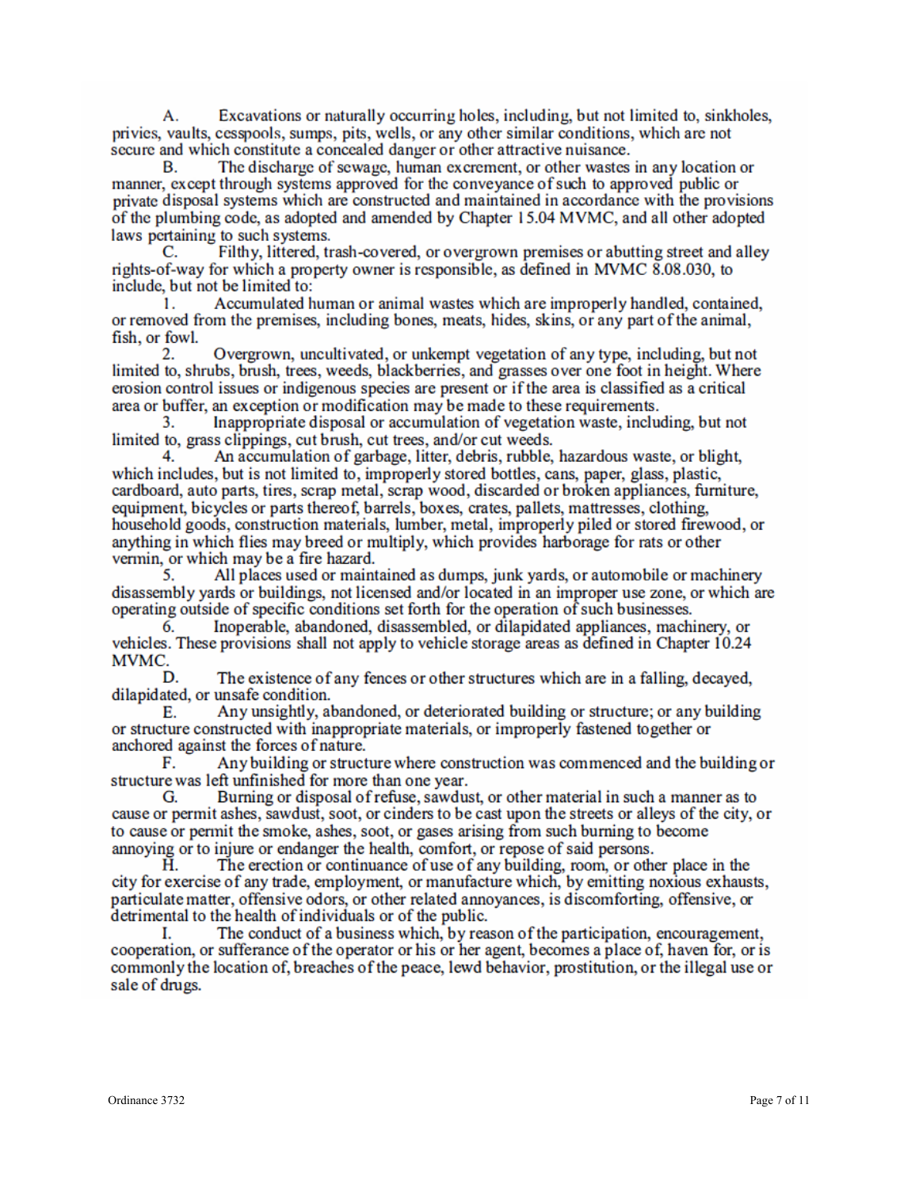A. Excavations or naturally occurring holes, including, but not limited to, sinkholes, privies, vaults, cesspools, sumps, pits, wells, or any other similar conditions, which are not secure and which constitute a concealed danger or other attractive nuisance.

B. The discharge of sewage, human excrement, or other wastes in any location or manner, except through systems approved for the conveyance of such to approved public or private disposal systems which are constructed and maintained in accordance with the provisions of the plumbing code, as adopted and amended by Chapter 15.04 MVMC, and all other adopted laws pertaining to such systems.

C. Filthy, littered, trash-covered, or overgrown premises or abutting street and alley rights-of-way for which a property owner is responsible, as defined in MVMC 8.08.030, to include, but not be limited to:

1. Accumulated human or animal wastes which are improperly handled, contained, or removed from the premises, including bones, meats, hides, skins, or any part of the animal, fish, or fowl.

2. Overgrown, uncultivated, or unkempt vegetation of any type, including, but not limited to, shrubs, brush, trees, weeds, blackberries, and grasses over one foot in height. Where erosion control issues or indigenous species are present or if the area is classified as a critical area or buffer, an exception or modification may be made to these requirements.

3. Inappropriate disposal or accumulation of vegetation waste, including, but not limited to, grass clippings, cut brush, cut trees, and/or cut weeds.

4. An accumulation of garbage, litter, debris, rubble, hazardous waste, or blight, which includes, but is not limited to, improperly stored bottles, cans, paper, glass, plastic, cardboard, auto parts, tires, scrap metal, scrap wood, discarded or broken appliances, furniture, equipment, bicycles or parts thereof, barrels, boxes, crates, pallets, mattresses, clothing, household goods, construction materials, lumber, metal, improperly piled or stored firewood, or anything in which flies may breed or multiply, which provides harborage for rats or other vermin, or which may be a fire hazard.

5. All places used or maintained as dumps, junk yards, or automobile or machinery disassembly yards or buildings, not licensed and/or located in an improper use zone, or which are operating outside of specific conditions set forth for the operation of such businesses.

6. Inoperable, abandoned, disassembled, or dilapidated appliances, machinery, or vehicles. These provisions shall not apply to vehicle storage areas as defined in Chapter 10.24 MVMC.

D. The existence of any fences or other structures which are in a falling, decayed, dilapidated, or unsafe condition.

E. Any unsightly, abandoned, or deteriorated building or structure; or any building or structure constructed with inappropriate materials, or improperly fastened together or anchored against the forces of nature.

F. Any building or structure where construction was commenced and the building or structure was left unfinished for more than one year.

G. Burning or disposal of refuse, sawdust, or other material in such a manner as to cause or permit ashes, sawdust, soot, or cinders to be cast upon the streets or alleys of the city, or to cause or permit the smoke, ashes, soot, or gases arising from such burning to become annoying or to injure or endanger the health, comfort, or repose of said persons.

H. The erection or continuance of use of any building, room, or other place in the city for exercise of any trade, employment, or manufacture which, by emitting noxious exhausts, particulate matter, offensive odors, or other related annoyances, is discomforting, offensive, or detrimental to the health of individuals or of the public.

I. The conduct of a business which, by reason of the participation, encouragement, cooperation, or sufferance of the operator or his or her agent, becomes a place of, haven for, or is commonly the location of, breaches of the peace, lewd behavior, prostitution, or the illegal use or sale of drugs.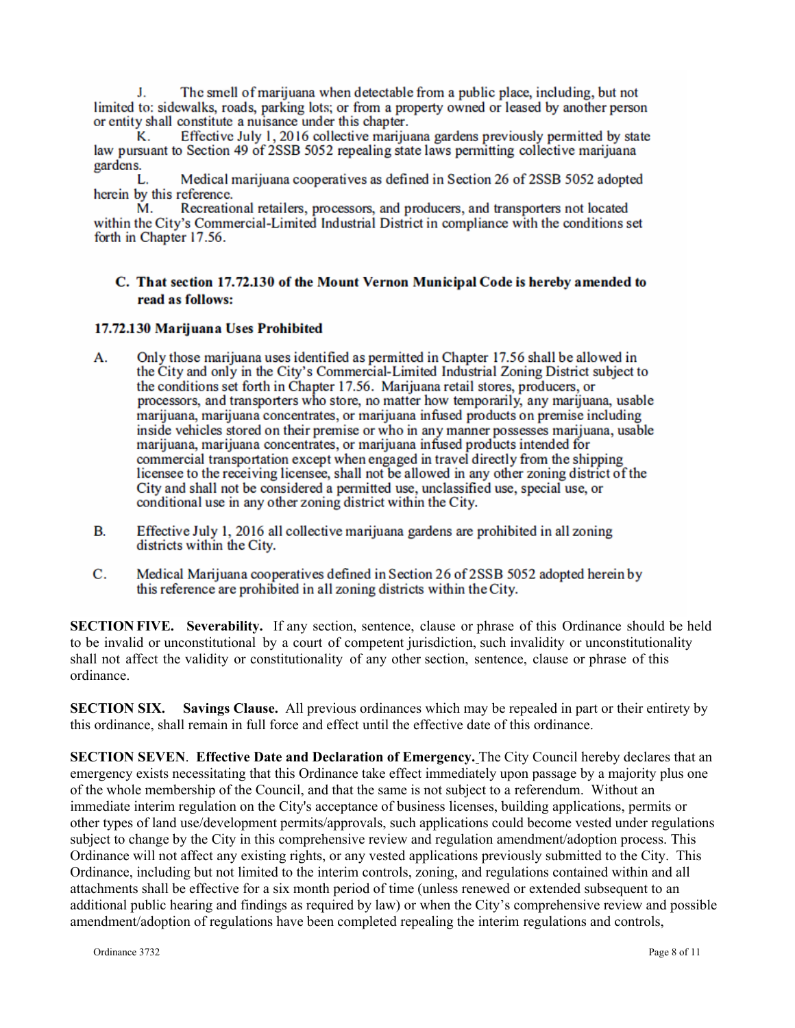J. The smell of marijuana when detectable from a public place, including, but not limited to: sidewalks, roads, parking lots; or from a property owned or leased by another person or entity shall constitute a nuisance under this chapter.

K. Effective July 1, 2016 collective marijuana gardens previously permitted by state law pursuant to Section 49 of 2SSB 5052 repealing state laws permitting collective marijuana gardens.

L. Medical marijuana cooperatives as defined in Section 26 of 2SSB 5052 adopted herein by this reference.

M. Recreational retailers, processors, and producers, and transporters not located within the City's Commercial-Limited Industrial District in compliance with the conditions set forth in Chapter 17.56.

**C. That section 17.72.130 of the Mount Vernon Municipal Code is hereby amended to read as follows:**

**17.72.130 Marijuana Uses Prohibited**

A. Only those marijuana uses identified as permitted in Chapter 17.56 shall be allowed in the City and only in the City's Commercial-Limited Industrial Zoning District subject to the conditions set forth in Chapter 17.56. Marijuana retail stores, producers, or processors, and transporters who store, no matter how temporarily, any marijuana, usable marijuana, marijuana concentrates, or marijuana infused products on premise including inside vehicles stored on their premise or who in any manner possesses marijuana, usable marijuana, marijuana concentrates, or marijuana infused products intended for commercial transportation except when engaged in travel directly from the shipping licensee to the receiving licensee, shall not be allowed in any other zoning district of the City and shall not be considered a permitted use, unclassified use, special use, or conditional use in any other zoning district within the City.

B. Effective July 1, 2016 all collective marijuana gardens are prohibited in all zoning districts within the City.

C. Medical Marijuana cooperatives defined in Section 26 of 2SSB 5052 adopted herein by this reference are prohibited in all zoning districts within the City.

**SECTION FIVE. Severability.** If any section, sentence, clause or phrase of this Ordinance should be held to be invalid or unconstitutional by a court of competent jurisdiction, such invalidity or unconstitutionality shall not affect the validity or constitutionality of any other section, sentence, clause or phrase of this ordinance.

**SECTION SIX. Savings Clause.** All previous ordinances which may be repealed in part or their entirety by this ordinance, shall remain in full force and effect until the effective date of this ordinance.

**SECTION SEVEN**. **Effective Date and Declaration of Emergency.** The City Council hereby declares that an emergency exists necessitating that this Ordinance take effect immediately upon passage by a majority plus one of the whole membership of the Council, and that the same is not subject to a referendum. Without an immediate interim regulation on the City's acceptance of business licenses, building applications, permits or other types of land use/development permits/approvals, such applications could become vested under regulations subject to change by the City in this comprehensive review and regulation amendment/adoption process. This Ordinance will not affect any existing rights, or any vested applications previously submitted to the City. This Ordinance, including but not limited to the interim controls, zoning, and regulations contained within and all attachments shall be effective for a six month period of time (unless renewed or extended subsequent to an additional public hearing and findings as required by law) or when the City's comprehensive review and possible amendment/adoption of regulations have been completed repealing the interim regulations and controls,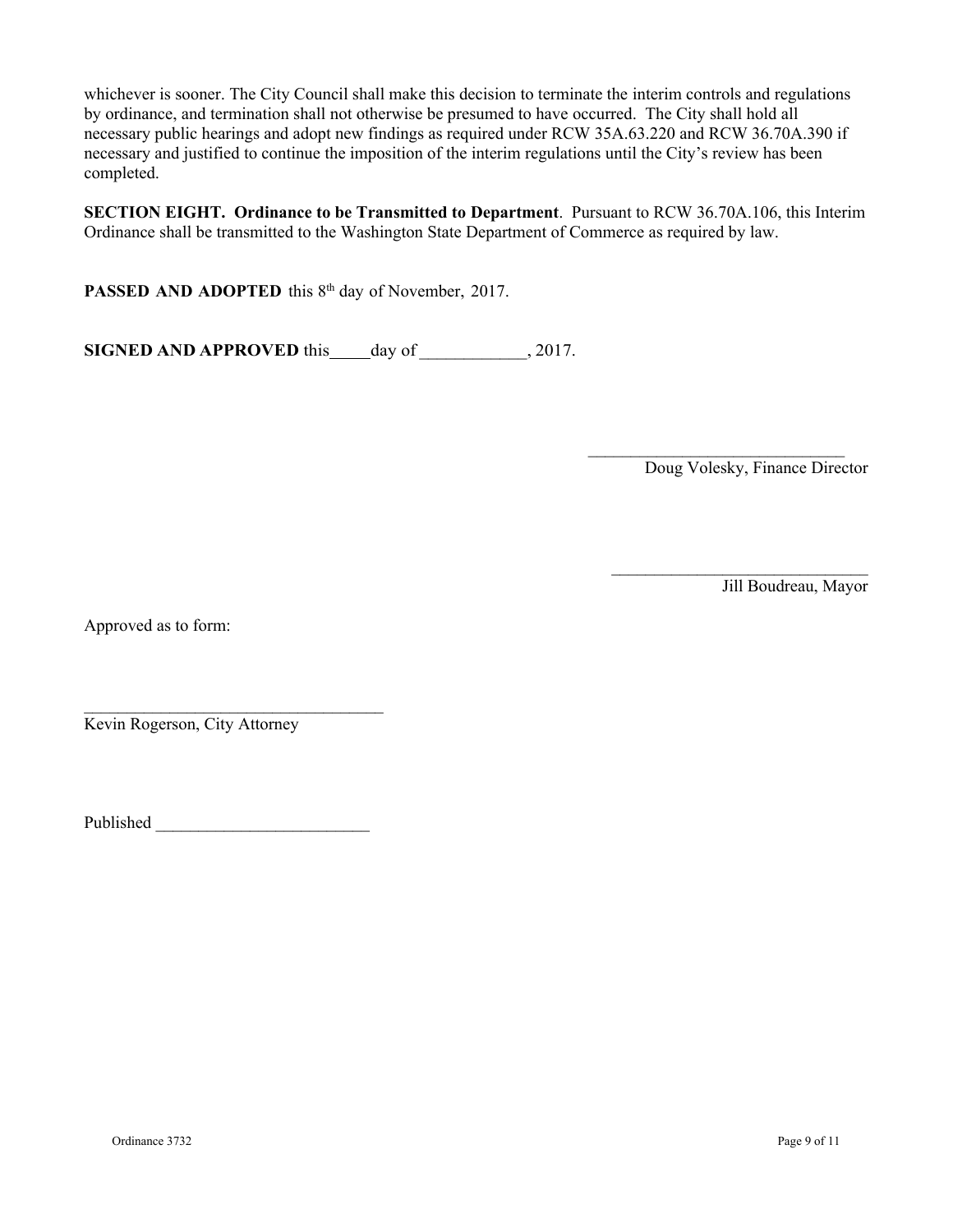whichever is sooner. The City Council shall make this decision to terminate the interim controls and regulations by ordinance, and termination shall not otherwise be presumed to have occurred. The City shall hold all necessary public hearings and adopt new findings as required under RCW 35A.63.220 and RCW 36.70A.390 if necessary and justified to continue the imposition of the interim regulations until the City's review has been completed.

**SECTION EIGHT. Ordinance to be Transmitted to Department**. Pursuant to RCW 36.70A.106, this Interim Ordinance shall be transmitted to the Washington State Department of Commerce as required by law.

**PASSED AND ADOPTED** this 8th day of November, 2017.

**SIGNED AND APPROVED** this_____day of ____________, 2017.

______________________________
Doug Volesky, Finance Director

______________________________
Jill Boudreau, Mayor

Approved as to form:

___________________________________
Kevin Rogerson, City Attorney

Published _________________________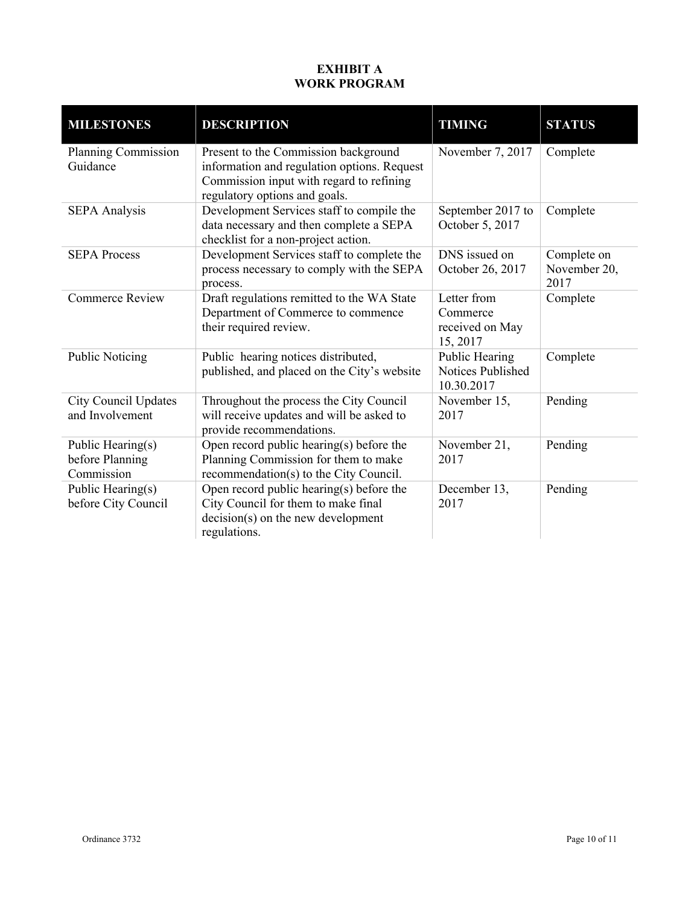# EXHIBIT A
## WORK PROGRAM

| MILESTONES | DESCRIPTION | TIMING | STATUS |
|---|---|---|---|
| Planning Commission Guidance | Present to the Commission background information and regulation options. Request Commission input with regard to refining regulatory options and goals. | November 7, 2017 | Complete |
| SEPA Analysis | Development Services staff to compile the data necessary and then complete a SEPA checklist for a non-project action. | September 2017 to October 5, 2017 | Complete |
| SEPA Process | Development Services staff to complete the process necessary to comply with the SEPA process. | DNS issued on October 26, 2017 | Complete on November 20, 2017 |
| Commerce Review | Draft regulations remitted to the WA State Department of Commerce to commence their required review. | Letter from Commerce received on May 15, 2017 | Complete |
| Public Noticing | Public hearing notices distributed, published, and placed on the City's website | Public Hearing Notices Published 10.30.2017 | Complete |
| City Council Updates and Involvement | Throughout the process the City Council will receive updates and will be asked to provide recommendations. | November 15, 2017 | Pending |
| Public Hearing(s) before Planning Commission | Open record public hearing(s) before the Planning Commission for them to make recommendation(s) to the City Council. | November 21, 2017 | Pending |
| Public Hearing(s) before City Council | Open record public hearing(s) before the City Council for them to make final decision(s) on the new development regulations. | December 13, 2017 | Pending |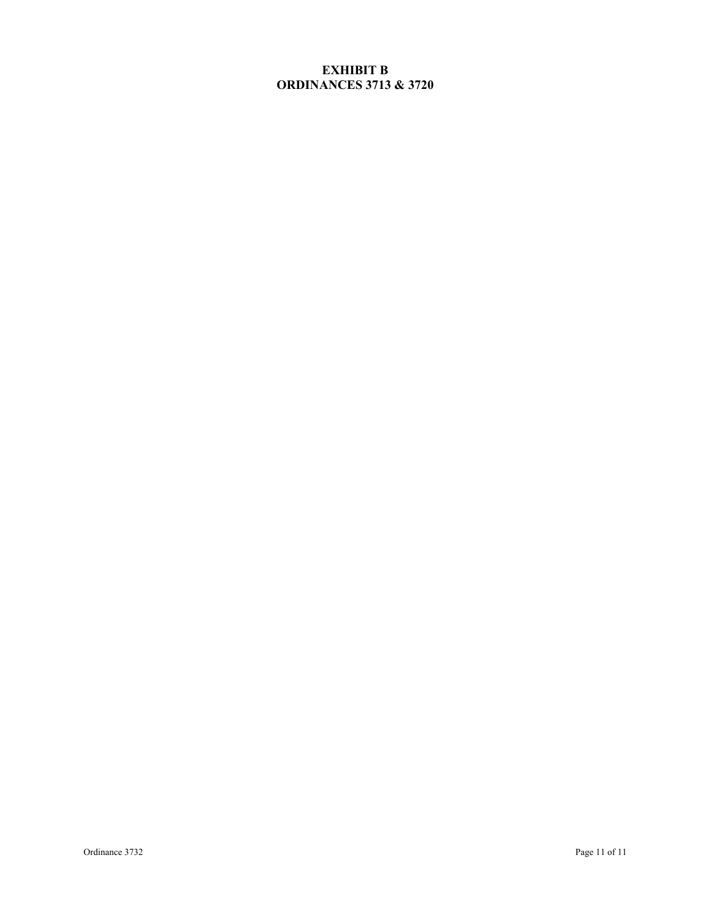# EXHIBIT B
# ORDINANCES 3713 & 3720